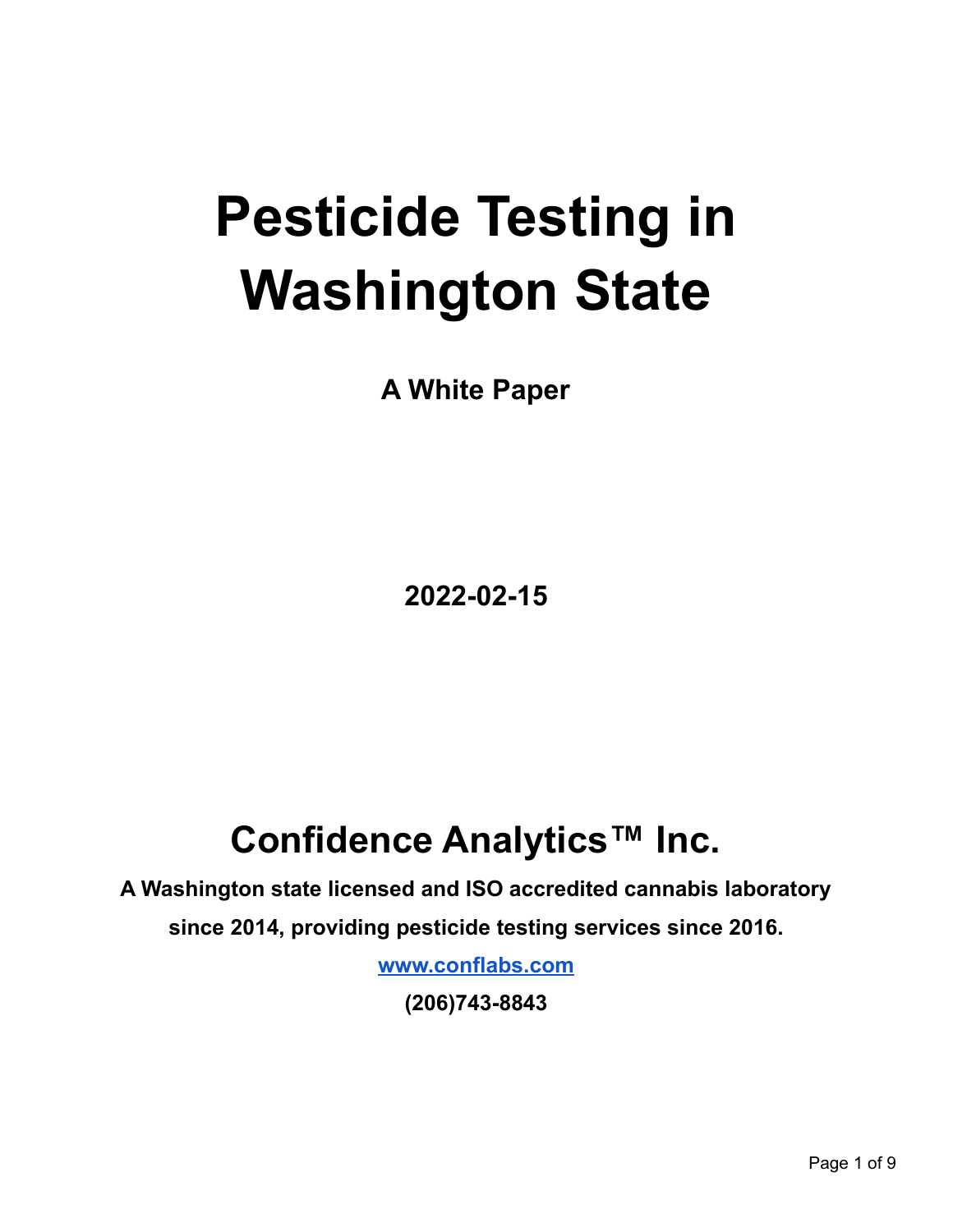# Pesticide Testing in Washington State

**A White Paper**

**2022-02-15**

## Confidence Analytics™ Inc.

**A Washington state licensed and ISO accredited cannabis laboratory since 2014, providing pesticide testing services since 2016.**

**[www.conflabs.com](http://www.conflabs.com)**

**(206)743-8843**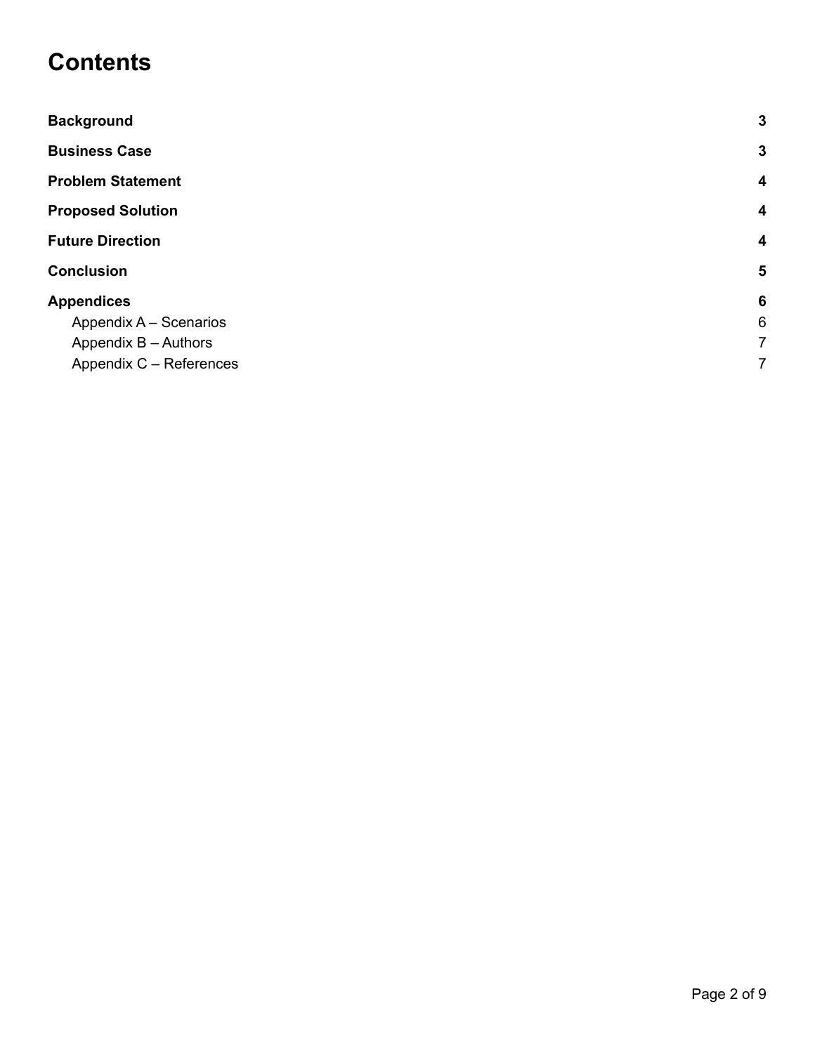# Contents

| | |
|---|---|
| **Background** | **3** |
| **Business Case** | **3** |
| **Problem Statement** | **4** |
| **Proposed Solution** | **4** |
| **Future Direction** | **4** |
| **Conclusion** | **5** |
| **Appendices** | **6** |
| Appendix A – Scenarios | 6 |
| Appendix B – Authors | 7 |
| Appendix C – References | 7 |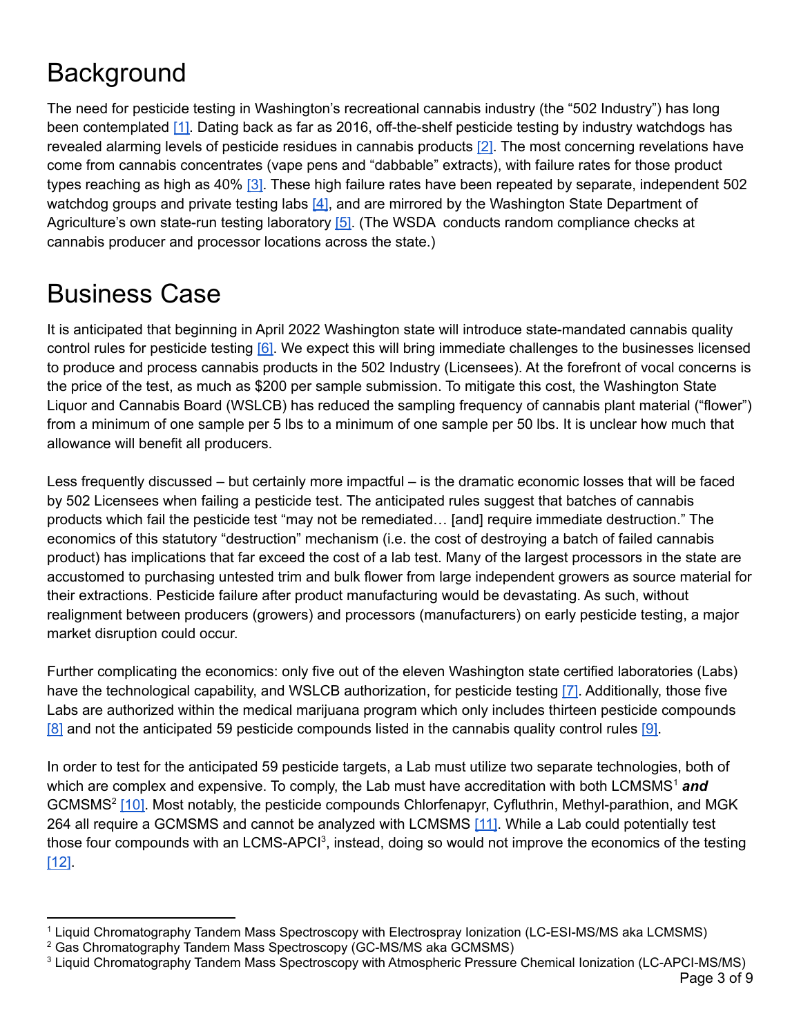# Background

The need for pesticide testing in Washington's recreational cannabis industry (the "502 Industry") has long been contemplated [1]. Dating back as far as 2016, off-the-shelf pesticide testing by industry watchdogs has revealed alarming levels of pesticide residues in cannabis products [2]. The most concerning revelations have come from cannabis concentrates (vape pens and "dabbable" extracts), with failure rates for those product types reaching as high as 40% [3]. These high failure rates have been repeated by separate, independent 502 watchdog groups and private testing labs [4], and are mirrored by the Washington State Department of Agriculture's own state-run testing laboratory [5]. (The WSDA conducts random compliance checks at cannabis producer and processor locations across the state.)

# Business Case

It is anticipated that beginning in April 2022 Washington state will introduce state-mandated cannabis quality control rules for pesticide testing [6]. We expect this will bring immediate challenges to the businesses licensed to produce and process cannabis products in the 502 Industry (Licensees). At the forefront of vocal concerns is the price of the test, as much as $200 per sample submission. To mitigate this cost, the Washington State Liquor and Cannabis Board (WSLCB) has reduced the sampling frequency of cannabis plant material ("flower") from a minimum of one sample per 5 lbs to a minimum of one sample per 50 lbs. It is unclear how much that allowance will benefit all producers.

Less frequently discussed – but certainly more impactful – is the dramatic economic losses that will be faced by 502 Licensees when failing a pesticide test. The anticipated rules suggest that batches of cannabis products which fail the pesticide test "may not be remediated… [and] require immediate destruction." The economics of this statutory "destruction" mechanism (i.e. the cost of destroying a batch of failed cannabis product) has implications that far exceed the cost of a lab test. Many of the largest processors in the state are accustomed to purchasing untested trim and bulk flower from large independent growers as source material for their extractions. Pesticide failure after product manufacturing would be devastating. As such, without realignment between producers (growers) and processors (manufacturers) on early pesticide testing, a major market disruption could occur.

Further complicating the economics: only five out of the eleven Washington state certified laboratories (Labs) have the technological capability, and WSLCB authorization, for pesticide testing [7]. Additionally, those five Labs are authorized within the medical marijuana program which only includes thirteen pesticide compounds [8] and not the anticipated 59 pesticide compounds listed in the cannabis quality control rules [9].

In order to test for the anticipated 59 pesticide targets, a Lab must utilize two separate technologies, both of which are complex and expensive. To comply, the Lab must have accreditation with both LCMSMS[1] ***and*** GCMSMS[2] [10]. Most notably, the pesticide compounds Chlorfenapyr, Cyfluthrin, Methyl-parathion, and MGK 264 all require a GCMSMS and cannot be analyzed with LCMSMS [11]. While a Lab could potentially test those four compounds with an LCMS-APCI[3], instead, doing so would not improve the economics of the testing [12].

---

[1] Liquid Chromatography Tandem Mass Spectroscopy with Electrospray Ionization (LC-ESI-MS/MS aka LCMSMS)

[2] Gas Chromatography Tandem Mass Spectroscopy (GC-MS/MS aka GCMSMS)

[3] Liquid Chromatography Tandem Mass Spectroscopy with Atmospheric Pressure Chemical Ionization (LC-APCI-MS/MS)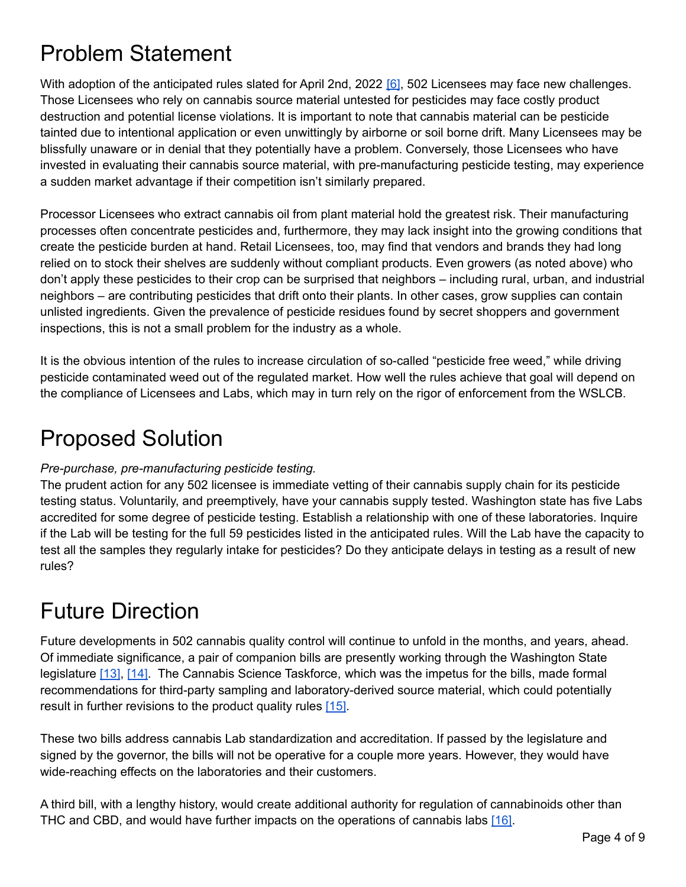# Problem Statement

With adoption of the anticipated rules slated for April 2nd, 2022 [6], 502 Licensees may face new challenges. Those Licensees who rely on cannabis source material untested for pesticides may face costly product destruction and potential license violations. It is important to note that cannabis material can be pesticide tainted due to intentional application or even unwittingly by airborne or soil borne drift. Many Licensees may be blissfully unaware or in denial that they potentially have a problem. Conversely, those Licensees who have invested in evaluating their cannabis source material, with pre-manufacturing pesticide testing, may experience a sudden market advantage if their competition isn't similarly prepared.

Processor Licensees who extract cannabis oil from plant material hold the greatest risk. Their manufacturing processes often concentrate pesticides and, furthermore, they may lack insight into the growing conditions that create the pesticide burden at hand. Retail Licensees, too, may find that vendors and brands they had long relied on to stock their shelves are suddenly without compliant products. Even growers (as noted above) who don't apply these pesticides to their crop can be surprised that neighbors – including rural, urban, and industrial neighbors – are contributing pesticides that drift onto their plants. In other cases, grow supplies can contain unlisted ingredients. Given the prevalence of pesticide residues found by secret shoppers and government inspections, this is not a small problem for the industry as a whole.

It is the obvious intention of the rules to increase circulation of so-called "pesticide free weed," while driving pesticide contaminated weed out of the regulated market. How well the rules achieve that goal will depend on the compliance of Licensees and Labs, which may in turn rely on the rigor of enforcement from the WSLCB.

# Proposed Solution

*Pre-purchase, pre-manufacturing pesticide testing.*

The prudent action for any 502 licensee is immediate vetting of their cannabis supply chain for its pesticide testing status. Voluntarily, and preemptively, have your cannabis supply tested. Washington state has five Labs accredited for some degree of pesticide testing. Establish a relationship with one of these laboratories. Inquire if the Lab will be testing for the full 59 pesticides listed in the anticipated rules. Will the Lab have the capacity to test all the samples they regularly intake for pesticides? Do they anticipate delays in testing as a result of new rules?

# Future Direction

Future developments in 502 cannabis quality control will continue to unfold in the months, and years, ahead. Of immediate significance, a pair of companion bills are presently working through the Washington State legislature [13], [14]. The Cannabis Science Taskforce, which was the impetus for the bills, made formal recommendations for third-party sampling and laboratory-derived source material, which could potentially result in further revisions to the product quality rules [15].

These two bills address cannabis Lab standardization and accreditation. If passed by the legislature and signed by the governor, the bills will not be operative for a couple more years. However, they would have wide-reaching effects on the laboratories and their customers.

A third bill, with a lengthy history, would create additional authority for regulation of cannabinoids other than THC and CBD, and would have further impacts on the operations of cannabis labs [16].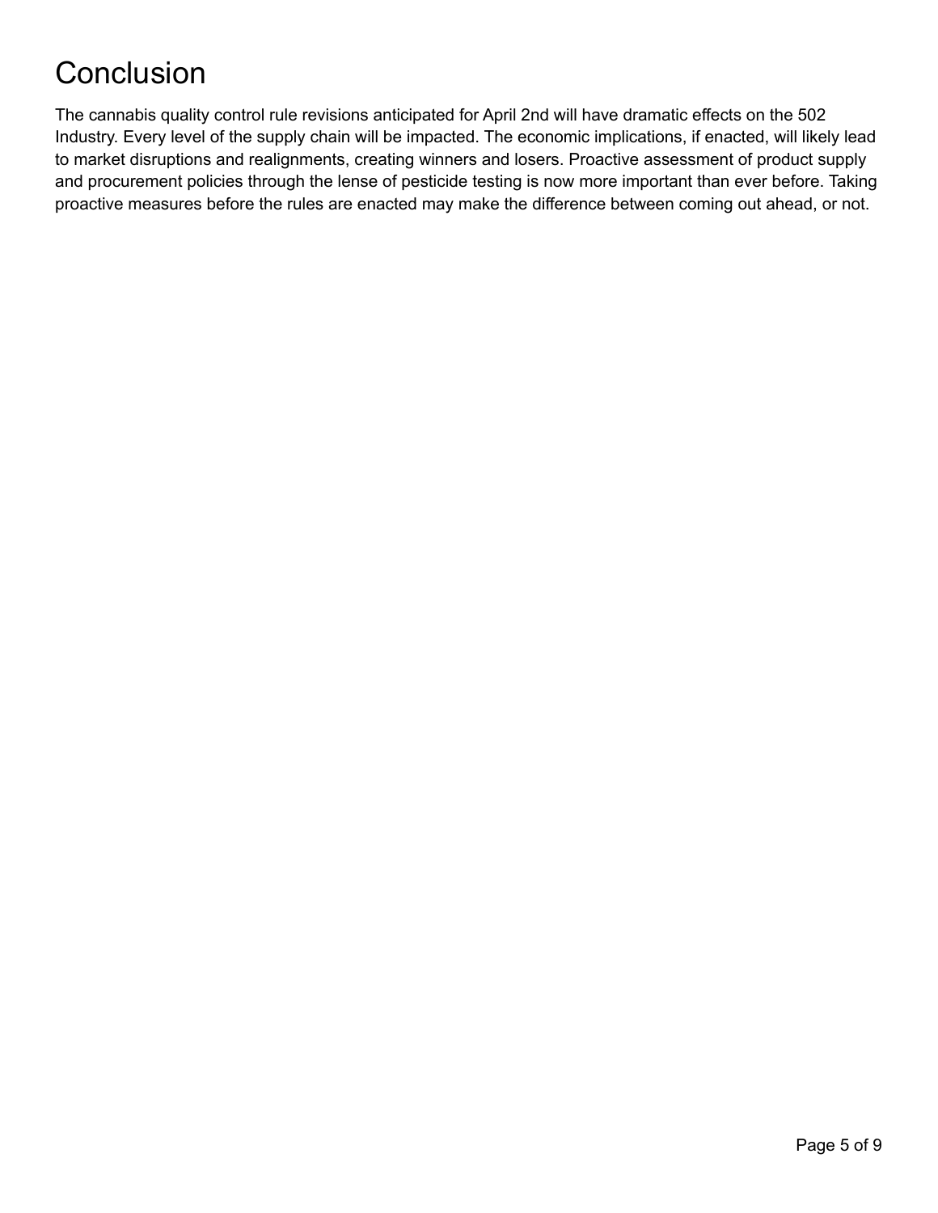# Conclusion

The cannabis quality control rule revisions anticipated for April 2nd will have dramatic effects on the 502 Industry. Every level of the supply chain will be impacted. The economic implications, if enacted, will likely lead to market disruptions and realignments, creating winners and losers. Proactive assessment of product supply and procurement policies through the lense of pesticide testing is now more important than ever before. Taking proactive measures before the rules are enacted may make the difference between coming out ahead, or not.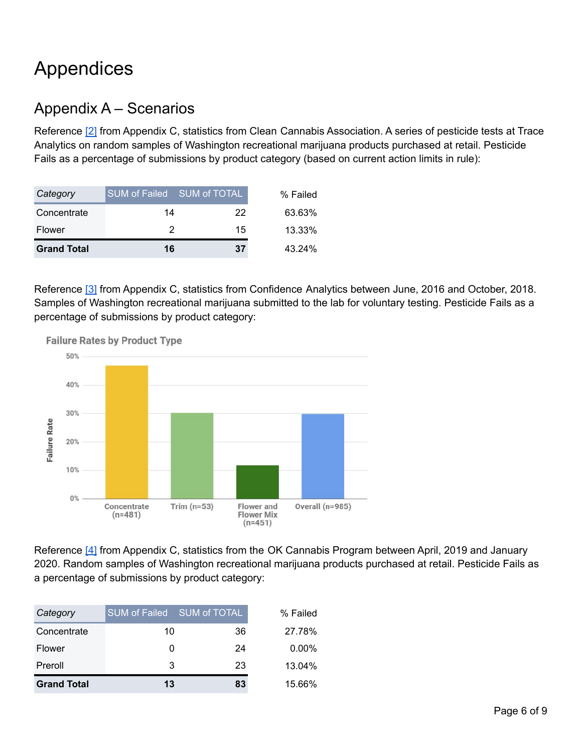# Appendices

## Appendix A – Scenarios

Reference [2] from Appendix C, statistics from Clean Cannabis Association. A series of pesticide tests at Trace Analytics on random samples of Washington recreational marijuana products purchased at retail. Pesticide Fails as a percentage of submissions by product category (based on current action limits in rule):

| *Category* | SUM of Failed | SUM of TOTAL | % Failed |
|---|---|---|---|
| Concentrate | 14 | 22 | 63.63% |
| Flower | 2 | 15 | 13.33% |
| **Grand Total** | **16** | **37** | 43.24% |

Reference [3] from Appendix C, statistics from Confidence Analytics between June, 2016 and October, 2018. Samples of Washington recreational marijuana submitted to the lab for voluntary testing. Pesticide Fails as a percentage of submissions by product category:

**Failure Rates by Product Type**

Failure Rate: Concentrate (n=481), Trim (n=53), Flower and Flower Mix (n=451), Overall (n=985)

Reference [4] from Appendix C, statistics from the OK Cannabis Program between April, 2019 and January 2020. Random samples of Washington recreational marijuana products purchased at retail. Pesticide Fails as a percentage of submissions by product category:

| *Category* | SUM of Failed | SUM of TOTAL | % Failed |
|---|---|---|---|
| Concentrate | 10 | 36 | 27.78% |
| Flower | 0 | 24 | 0.00% |
| Preroll | 3 | 23 | 13.04% |
| **Grand Total** | **13** | **83** | 15.66% |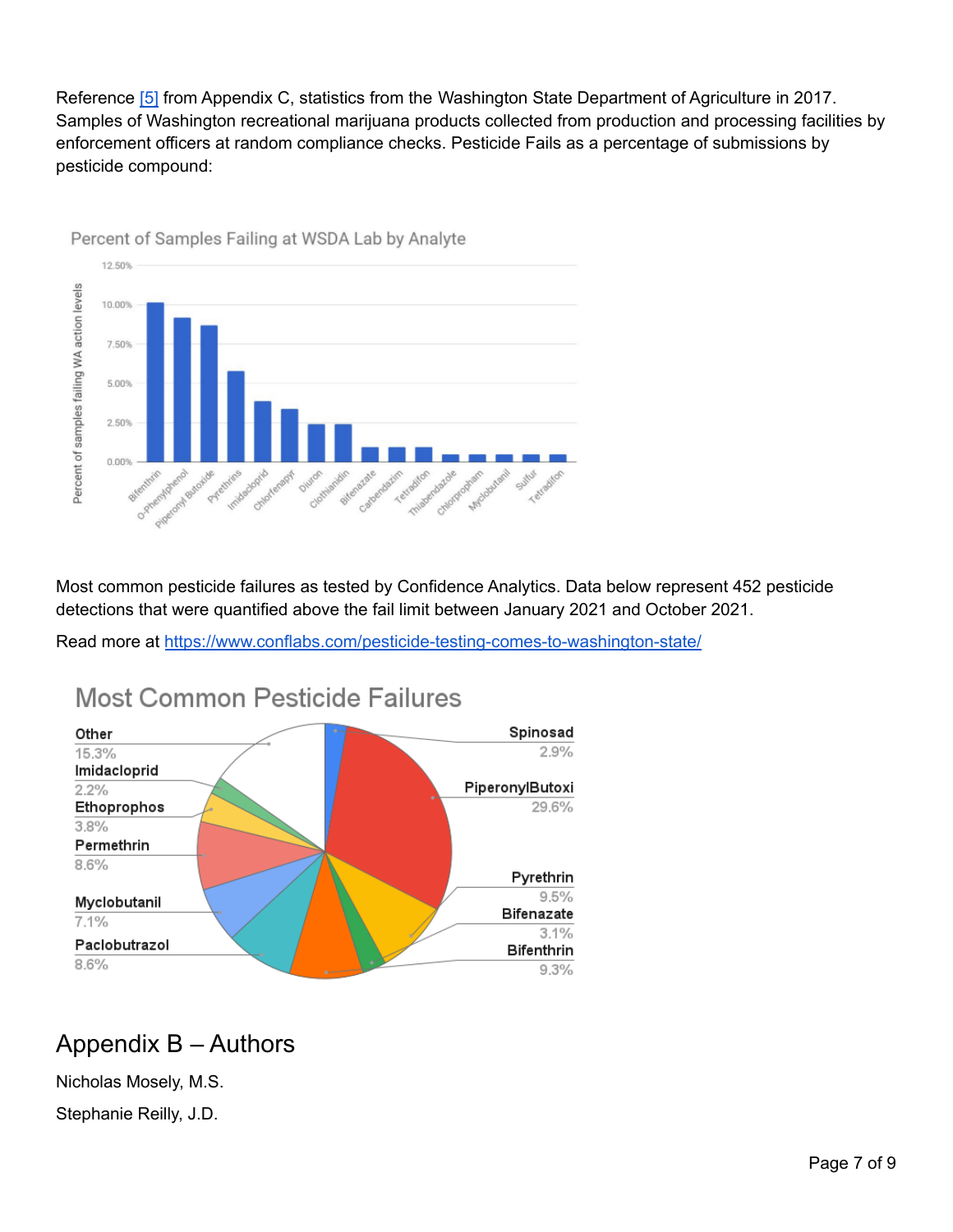Reference [5] from Appendix C, statistics from the Washington State Department of Agriculture in 2017. Samples of Washington recreational marijuana products collected from production and processing facilities by enforcement officers at random compliance checks. Pesticide Fails as a percentage of submissions by pesticide compound:

Most common pesticide failures as tested by Confidence Analytics. Data below represent 452 pesticide detections that were quantified above the fail limit between January 2021 and October 2021.

Read more at https://www.conflabs.com/pesticide-testing-comes-to-washington-state/

## Appendix B – Authors

Nicholas Mosely, M.S.

Stephanie Reilly, J.D.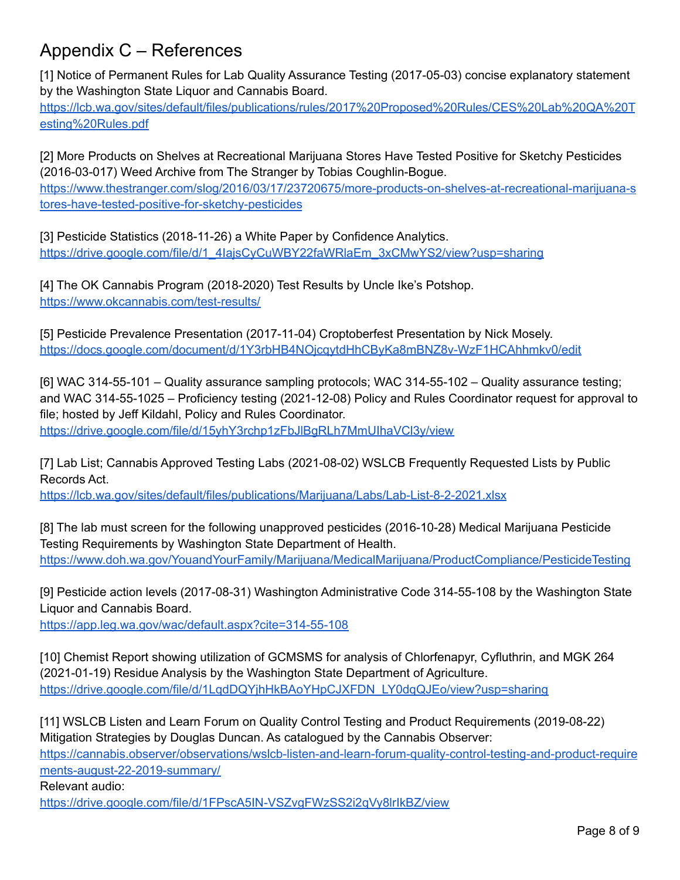# Appendix C – References

[1] Notice of Permanent Rules for Lab Quality Assurance Testing (2017-05-03) concise explanatory statement by the Washington State Liquor and Cannabis Board.
https://lcb.wa.gov/sites/default/files/publications/rules/2017%20Proposed%20Rules/CES%20Lab%20QA%20Testing%20Rules.pdf

[2] More Products on Shelves at Recreational Marijuana Stores Have Tested Positive for Sketchy Pesticides (2016-03-017) Weed Archive from The Stranger by Tobias Coughlin-Bogue.
https://www.thestranger.com/slog/2016/03/17/23720675/more-products-on-shelves-at-recreational-marijuana-stores-have-tested-positive-for-sketchy-pesticides

[3] Pesticide Statistics (2018-11-26) a White Paper by Confidence Analytics.
https://drive.google.com/file/d/1_4IajsCyCuWBY22faWRlaEm_3xCMwYS2/view?usp=sharing

[4] The OK Cannabis Program (2018-2020) Test Results by Uncle Ike's Potshop.
https://www.okcannabis.com/test-results/

[5] Pesticide Prevalence Presentation (2017-11-04) Croptoberfest Presentation by Nick Mosely.
https://docs.google.com/document/d/1Y3rbHB4NOjcqytdHhCByKa8mBNZ8v-WzF1HCAhhmkv0/edit

[6] WAC 314-55-101 – Quality assurance sampling protocols; WAC 314-55-102 – Quality assurance testing; and WAC 314-55-1025 – Proficiency testing (2021-12-08) Policy and Rules Coordinator request for approval to file; hosted by Jeff Kildahl, Policy and Rules Coordinator.
https://drive.google.com/file/d/15yhY3rchp1zFbJlBgRLh7MmUIhaVCl3y/view

[7] Lab List; Cannabis Approved Testing Labs (2021-08-02) WSLCB Frequently Requested Lists by Public Records Act.
https://lcb.wa.gov/sites/default/files/publications/Marijuana/Labs/Lab-List-8-2-2021.xlsx

[8] The lab must screen for the following unapproved pesticides (2016-10-28) Medical Marijuana Pesticide Testing Requirements by Washington State Department of Health.
https://www.doh.wa.gov/YouandYourFamily/Marijuana/MedicalMarijuana/ProductCompliance/PesticideTesting

[9] Pesticide action levels (2017-08-31) Washington Administrative Code 314-55-108 by the Washington State Liquor and Cannabis Board.
https://app.leg.wa.gov/wac/default.aspx?cite=314-55-108

[10] Chemist Report showing utilization of GCMSMS for analysis of Chlorfenapyr, Cyfluthrin, and MGK 264 (2021-01-19) Residue Analysis by the Washington State Department of Agriculture.
https://drive.google.com/file/d/1LqdDQYjhHkBAoYHpCJXFDN_LY0dqQJEo/view?usp=sharing

[11] WSLCB Listen and Learn Forum on Quality Control Testing and Product Requirements (2019-08-22) Mitigation Strategies by Douglas Duncan. As catalogued by the Cannabis Observer:
https://cannabis.observer/observations/wslcb-listen-and-learn-forum-quality-control-testing-and-product-requirements-august-22-2019-summary/
Relevant audio:
https://drive.google.com/file/d/1FPscA5IN-VSZvgFWzSS2i2qVy8lrIkBZ/view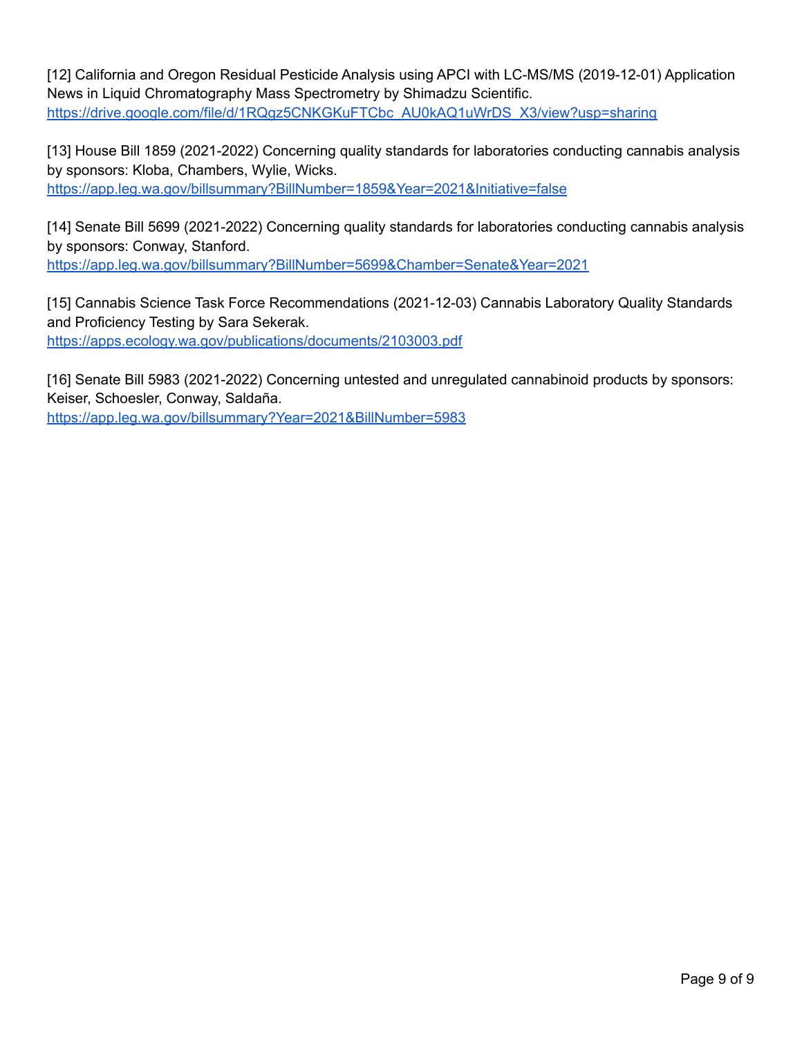[12] California and Oregon Residual Pesticide Analysis using APCI with LC-MS/MS (2019-12-01) Application News in Liquid Chromatography Mass Spectrometry by Shimadzu Scientific.
https://drive.google.com/file/d/1RQgz5CNKGKuFTCbc_AU0kAQ1uWrDS_X3/view?usp=sharing

[13] House Bill 1859 (2021-2022) Concerning quality standards for laboratories conducting cannabis analysis by sponsors: Kloba, Chambers, Wylie, Wicks.
https://app.leg.wa.gov/billsummary?BillNumber=1859&Year=2021&Initiative=false

[14] Senate Bill 5699 (2021-2022) Concerning quality standards for laboratories conducting cannabis analysis by sponsors: Conway, Stanford.
https://app.leg.wa.gov/billsummary?BillNumber=5699&Chamber=Senate&Year=2021

[15] Cannabis Science Task Force Recommendations (2021-12-03) Cannabis Laboratory Quality Standards and Proficiency Testing by Sara Sekerak.
https://apps.ecology.wa.gov/publications/documents/2103003.pdf

[16] Senate Bill 5983 (2021-2022) Concerning untested and unregulated cannabinoid products by sponsors: Keiser, Schoesler, Conway, Saldaña.
https://app.leg.wa.gov/billsummary?Year=2021&BillNumber=5983